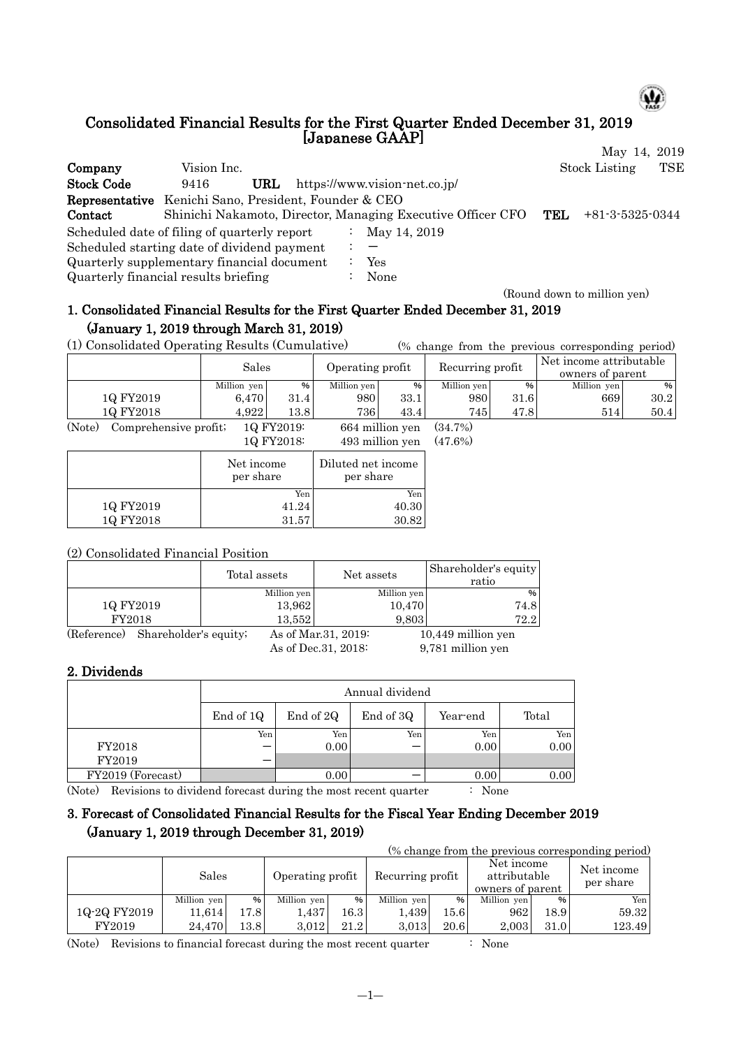# Consolidated Financial Results for the First Quarter Ended December 31, 2019 [Japanese GAAP]

May 14, 2019

| | | | |
|---|---|---|---|
| **Company** | Vision Inc. | Stock Listing | TSE |
| **Stock Code** | 9416 | **URL** | https://www.vision-net.co.jp/ |
| **Representative** | Kenichi Sano, President, Founder & CEO | | |
| **Contact** | Shinichi Nakamoto, Director, Managing Executive Officer CFO | **TEL** | +81-3-5325-0344 |

Scheduled date of filing of quarterly report : May 14, 2019
Scheduled starting date of dividend payment : －
Quarterly supplementary financial document : Yes
Quarterly financial results briefing : None

(Round down to million yen)

## 1. Consolidated Financial Results for the First Quarter Ended December 31, 2019 (January 1, 2019 through March 31, 2019)

(1) Consolidated Operating Results (Cumulative) (% change from the previous corresponding period)

| | Sales | | Operating profit | | Recurring profit | | Net income attributable owners of parent | |
|---|---|---|---|---|---|---|---|---|
| | Million yen | % | Million yen | % | Million yen | % | Million yen | % |
| 1Q FY2019 | 6,470 | 31.4 | 980 | 33.1 | 980 | 31.6 | 669 | 30.2 |
| 1Q FY2018 | 4,922 | 13.8 | 736 | 43.4 | 745 | 47.8 | 514 | 50.4 |

(Note) Comprehensive profit; 1Q FY2019: 664 million yen (34.7%)
1Q FY2018: 493 million yen (47.6%)

| | Net income per share | Diluted net income per share |
|---|---|---|
| | Yen | Yen |
| 1Q FY2019 | 41.24 | 40.30 |
| 1Q FY2018 | 31.57 | 30.82 |

(2) Consolidated Financial Position

| | Total assets | Net assets | Shareholder's equity ratio |
|---|---|---|---|
| | Million yen | Million yen | % |
| 1Q FY2019 | 13,962 | 10,470 | 74.8 |
| FY2018 | 13,552 | 9,803 | 72.2 |

(Reference) Shareholder's equity; As of Mar.31, 2019: 10,449 million yen
As of Dec.31, 2018: 9,781 million yen

## 2. Dividends

| | Annual dividend | | | | |
|---|---|---|---|---|---|
| | End of 1Q | End of 2Q | End of 3Q | Year-end | Total |
| | Yen | Yen | Yen | Yen | Yen |
| FY2018 | － | 0.00 | － | 0.00 | 0.00 |
| FY2019 | － | | | | |
| FY2019 (Forecast) | | 0.00 | － | 0.00 | 0.00 |

(Note) Revisions to dividend forecast during the most recent quarter : None

## 3. Forecast of Consolidated Financial Results for the Fiscal Year Ending December 2019 (January 1, 2019 through December 31, 2019)

(% change from the previous corresponding period)

| | Sales | | Operating profit | | Recurring profit | | Net income attributable owners of parent | | Net income per share |
|---|---|---|---|---|---|---|---|---|---|
| | Million yen | % | Million yen | % | Million yen | % | Million yen | % | Yen |
| 1Q-2Q FY2019 | 11,614 | 17.8 | 1,437 | 16.3 | 1,439 | 15.6 | 962 | 18.9 | 59.32 |
| FY2019 | 24,470 | 13.8 | 3,012 | 21.2 | 3,013 | 20.6 | 2,003 | 31.0 | 123.49 |

(Note) Revisions to financial forecast during the most recent quarter : None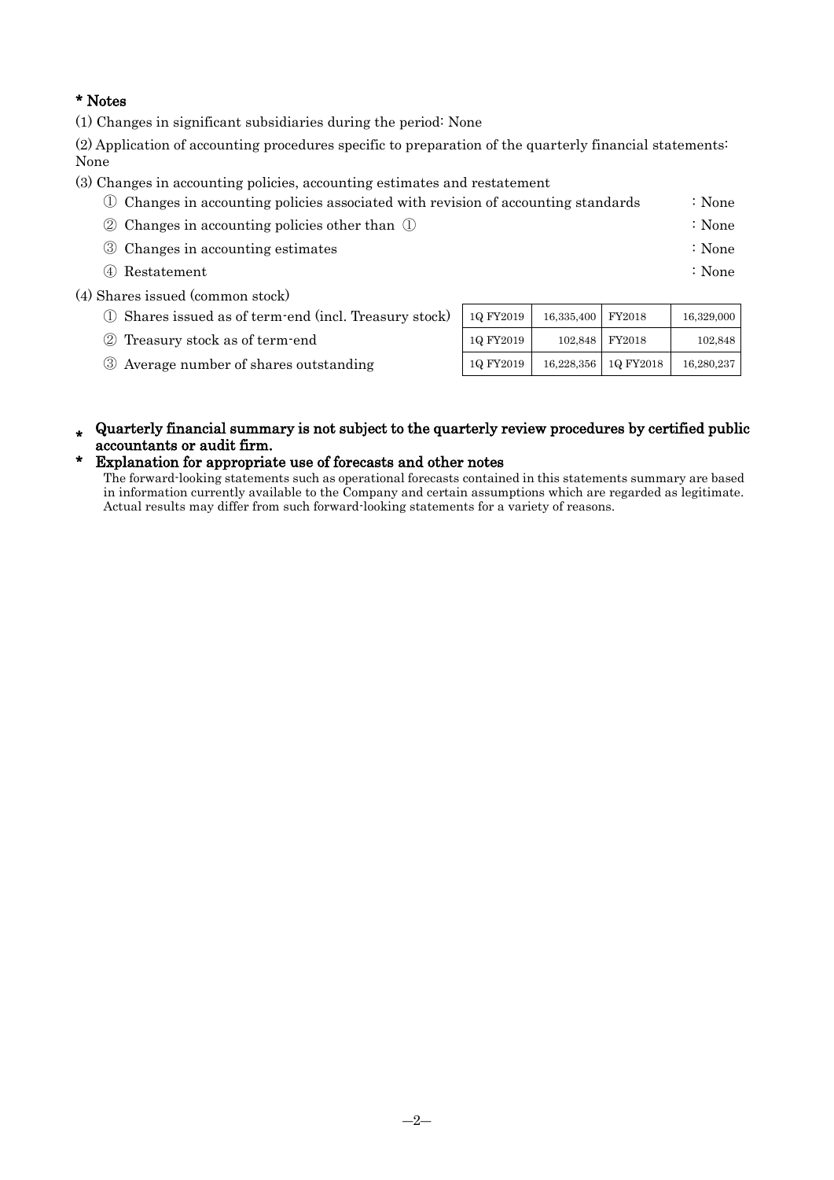**\* Notes**

(1) Changes in significant subsidiaries during the period: None

(2) Application of accounting procedures specific to preparation of the quarterly financial statements: None

(3) Changes in accounting policies, accounting estimates and restatement

① Changes in accounting policies associated with revision of accounting standards : None

② Changes in accounting policies other than ① : None

③ Changes in accounting estimates : None

④ Restatement : None

(4) Shares issued (common stock)

| | | | | |
|---|---|---|---|---|
| ① Shares issued as of term-end (incl. Treasury stock) | 1Q FY2019 | 16,335,400 | FY2018 | 16,329,000 |
| ② Treasury stock as of term-end | 1Q FY2019 | 102,848 | FY2018 | 102,848 |
| ③ Average number of shares outstanding | 1Q FY2019 | 16,228,356 | 1Q FY2018 | 16,280,237 |

**\* Quarterly financial summary is not subject to the quarterly review procedures by certified public accountants or audit firm.**

**\* Explanation for appropriate use of forecasts and other notes**

The forward-looking statements such as operational forecasts contained in this statements summary are based in information currently available to the Company and certain assumptions which are regarded as legitimate. Actual results may differ from such forward-looking statements for a variety of reasons.